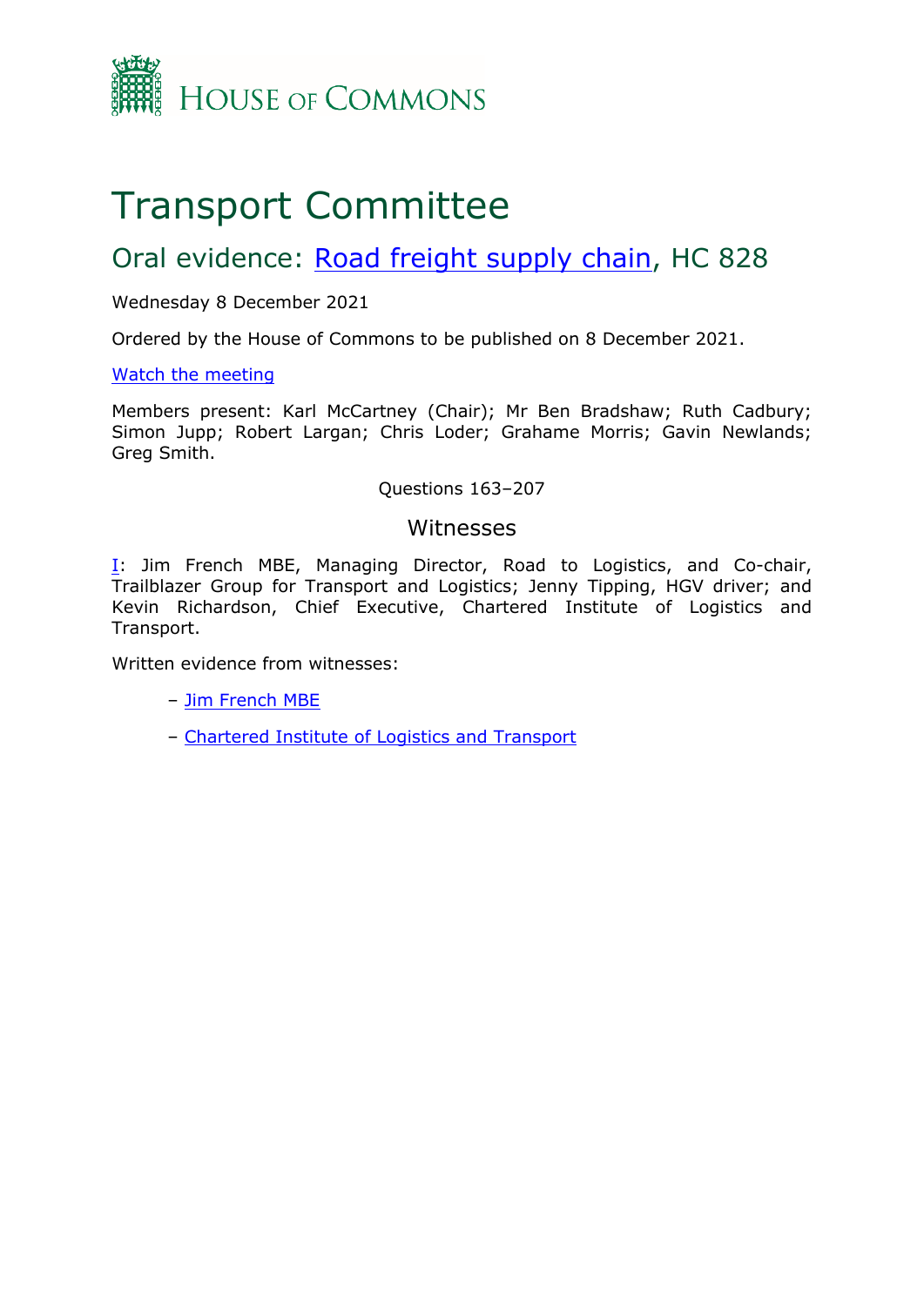HOUSE OF COMMONS

# Transport Committee

## Oral evidence: Road freight supply chain, HC 828

Wednesday 8 December 2021

Ordered by the House of Commons to be published on 8 December 2021.

Watch the meeting

Members present: Karl McCartney (Chair); Mr Ben Bradshaw; Ruth Cadbury; Simon Jupp; Robert Largan; Chris Loder; Grahame Morris; Gavin Newlands; Greg Smith.

Questions 163–207

### Witnesses

I: Jim French MBE, Managing Director, Road to Logistics, and Co-chair, Trailblazer Group for Transport and Logistics; Jenny Tipping, HGV driver; and Kevin Richardson, Chief Executive, Chartered Institute of Logistics and Transport.

Written evidence from witnesses:

– Jim French MBE

– Chartered Institute of Logistics and Transport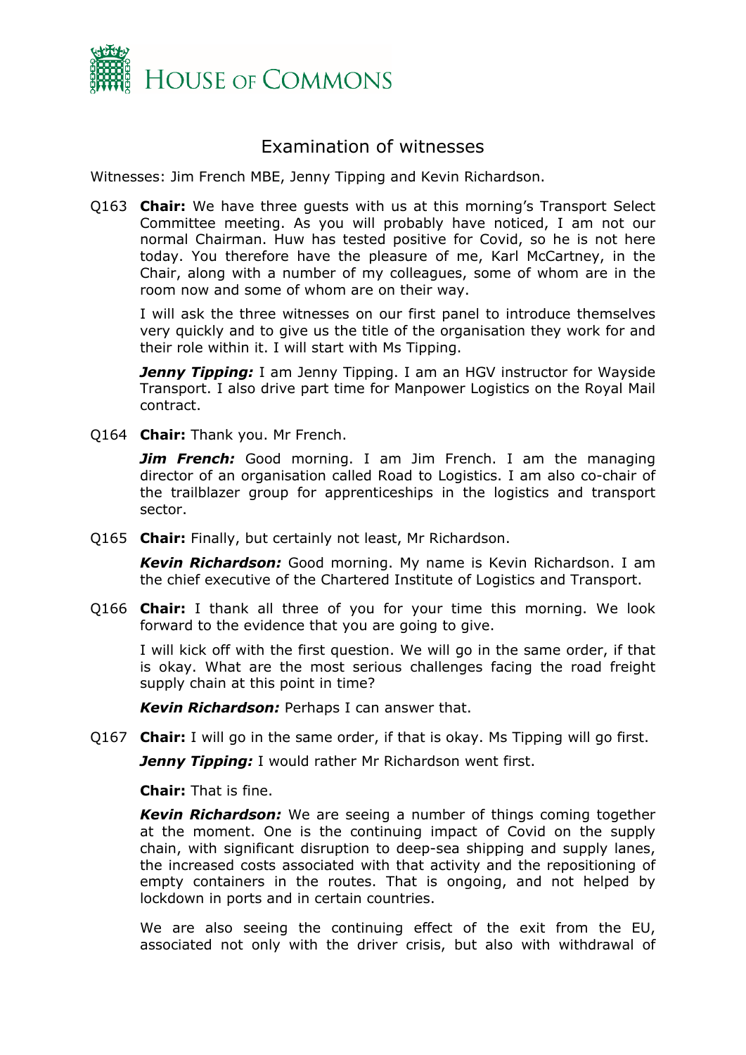# Examination of witnesses

Witnesses: Jim French MBE, Jenny Tipping and Kevin Richardson.

Q163 **Chair:** We have three guests with us at this morning's Transport Select Committee meeting. As you will probably have noticed, I am not our normal Chairman. Huw has tested positive for Covid, so he is not here today. You therefore have the pleasure of me, Karl McCartney, in the Chair, along with a number of my colleagues, some of whom are in the room now and some of whom are on their way.

I will ask the three witnesses on our first panel to introduce themselves very quickly and to give us the title of the organisation they work for and their role within it. I will start with Ms Tipping.

***Jenny Tipping:*** I am Jenny Tipping. I am an HGV instructor for Wayside Transport. I also drive part time for Manpower Logistics on the Royal Mail contract.

Q164 **Chair:** Thank you. Mr French.

***Jim French:*** Good morning. I am Jim French. I am the managing director of an organisation called Road to Logistics. I am also co-chair of the trailblazer group for apprenticeships in the logistics and transport sector.

Q165 **Chair:** Finally, but certainly not least, Mr Richardson.

***Kevin Richardson:*** Good morning. My name is Kevin Richardson. I am the chief executive of the Chartered Institute of Logistics and Transport.

Q166 **Chair:** I thank all three of you for your time this morning. We look forward to the evidence that you are going to give.

I will kick off with the first question. We will go in the same order, if that is okay. What are the most serious challenges facing the road freight supply chain at this point in time?

***Kevin Richardson:*** Perhaps I can answer that.

Q167 **Chair:** I will go in the same order, if that is okay. Ms Tipping will go first.

***Jenny Tipping:*** I would rather Mr Richardson went first.

**Chair:** That is fine.

***Kevin Richardson:*** We are seeing a number of things coming together at the moment. One is the continuing impact of Covid on the supply chain, with significant disruption to deep-sea shipping and supply lanes, the increased costs associated with that activity and the repositioning of empty containers in the routes. That is ongoing, and not helped by lockdown in ports and in certain countries.

We are also seeing the continuing effect of the exit from the EU, associated not only with the driver crisis, but also with withdrawal of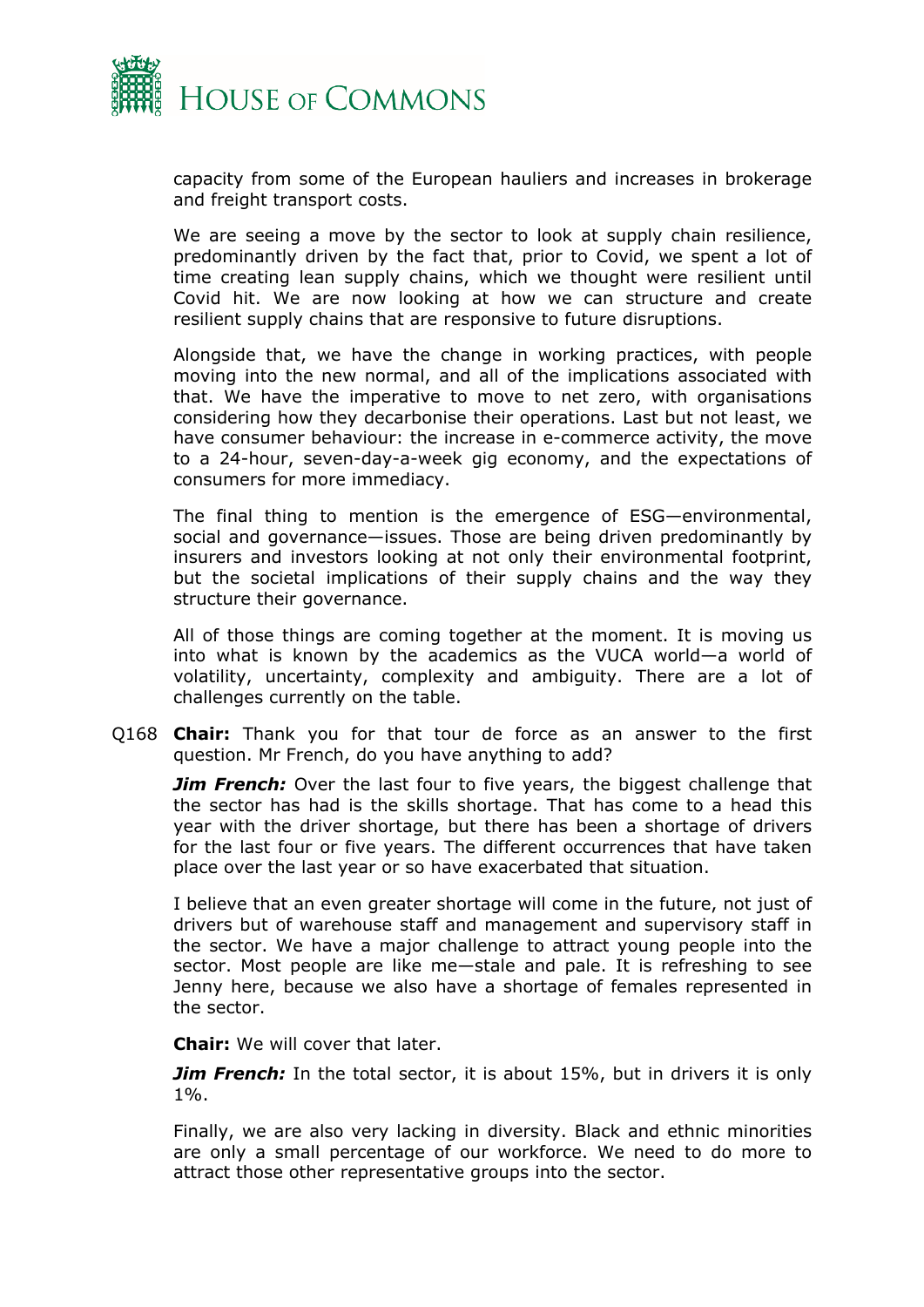capacity from some of the European hauliers and increases in brokerage and freight transport costs.

We are seeing a move by the sector to look at supply chain resilience, predominantly driven by the fact that, prior to Covid, we spent a lot of time creating lean supply chains, which we thought were resilient until Covid hit. We are now looking at how we can structure and create resilient supply chains that are responsive to future disruptions.

Alongside that, we have the change in working practices, with people moving into the new normal, and all of the implications associated with that. We have the imperative to move to net zero, with organisations considering how they decarbonise their operations. Last but not least, we have consumer behaviour: the increase in e-commerce activity, the move to a 24-hour, seven-day-a-week gig economy, and the expectations of consumers for more immediacy.

The final thing to mention is the emergence of ESG—environmental, social and governance—issues. Those are being driven predominantly by insurers and investors looking at not only their environmental footprint, but the societal implications of their supply chains and the way they structure their governance.

All of those things are coming together at the moment. It is moving us into what is known by the academics as the VUCA world—a world of volatility, uncertainty, complexity and ambiguity. There are a lot of challenges currently on the table.

Q168 **Chair:** Thank you for that tour de force as an answer to the first question. Mr French, do you have anything to add?

***Jim French:*** Over the last four to five years, the biggest challenge that the sector has had is the skills shortage. That has come to a head this year with the driver shortage, but there has been a shortage of drivers for the last four or five years. The different occurrences that have taken place over the last year or so have exacerbated that situation.

I believe that an even greater shortage will come in the future, not just of drivers but of warehouse staff and management and supervisory staff in the sector. We have a major challenge to attract young people into the sector. Most people are like me—stale and pale. It is refreshing to see Jenny here, because we also have a shortage of females represented in the sector.

**Chair:** We will cover that later.

***Jim French:*** In the total sector, it is about 15%, but in drivers it is only 1%.

Finally, we are also very lacking in diversity. Black and ethnic minorities are only a small percentage of our workforce. We need to do more to attract those other representative groups into the sector.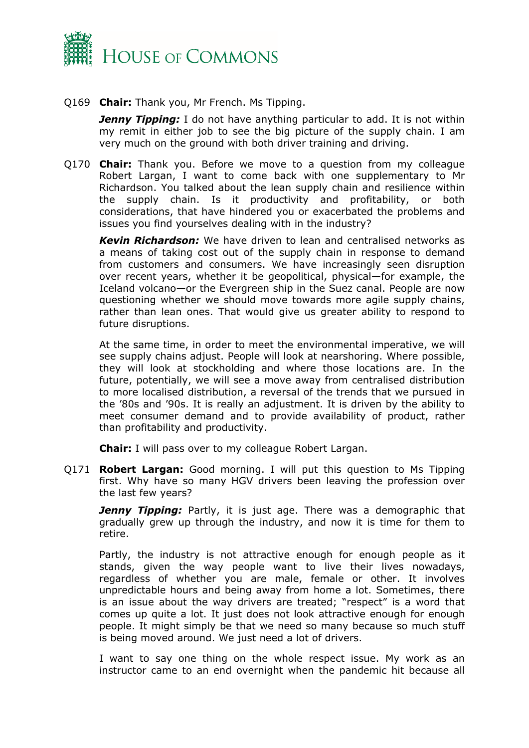Q169 **Chair:** Thank you, Mr French. Ms Tipping.

***Jenny Tipping:*** I do not have anything particular to add. It is not within my remit in either job to see the big picture of the supply chain. I am very much on the ground with both driver training and driving.

Q170 **Chair:** Thank you. Before we move to a question from my colleague Robert Largan, I want to come back with one supplementary to Mr Richardson. You talked about the lean supply chain and resilience within the supply chain. Is it productivity and profitability, or both considerations, that have hindered you or exacerbated the problems and issues you find yourselves dealing with in the industry?

***Kevin Richardson:*** We have driven to lean and centralised networks as a means of taking cost out of the supply chain in response to demand from customers and consumers. We have increasingly seen disruption over recent years, whether it be geopolitical, physical—for example, the Iceland volcano—or the Evergreen ship in the Suez canal. People are now questioning whether we should move towards more agile supply chains, rather than lean ones. That would give us greater ability to respond to future disruptions.

At the same time, in order to meet the environmental imperative, we will see supply chains adjust. People will look at nearshoring. Where possible, they will look at stockholding and where those locations are. In the future, potentially, we will see a move away from centralised distribution to more localised distribution, a reversal of the trends that we pursued in the '80s and '90s. It is really an adjustment. It is driven by the ability to meet consumer demand and to provide availability of product, rather than profitability and productivity.

**Chair:** I will pass over to my colleague Robert Largan.

Q171 **Robert Largan:** Good morning. I will put this question to Ms Tipping first. Why have so many HGV drivers been leaving the profession over the last few years?

***Jenny Tipping:*** Partly, it is just age. There was a demographic that gradually grew up through the industry, and now it is time for them to retire.

Partly, the industry is not attractive enough for enough people as it stands, given the way people want to live their lives nowadays, regardless of whether you are male, female or other. It involves unpredictable hours and being away from home a lot. Sometimes, there is an issue about the way drivers are treated; "respect" is a word that comes up quite a lot. It just does not look attractive enough for enough people. It might simply be that we need so many because so much stuff is being moved around. We just need a lot of drivers.

I want to say one thing on the whole respect issue. My work as an instructor came to an end overnight when the pandemic hit because all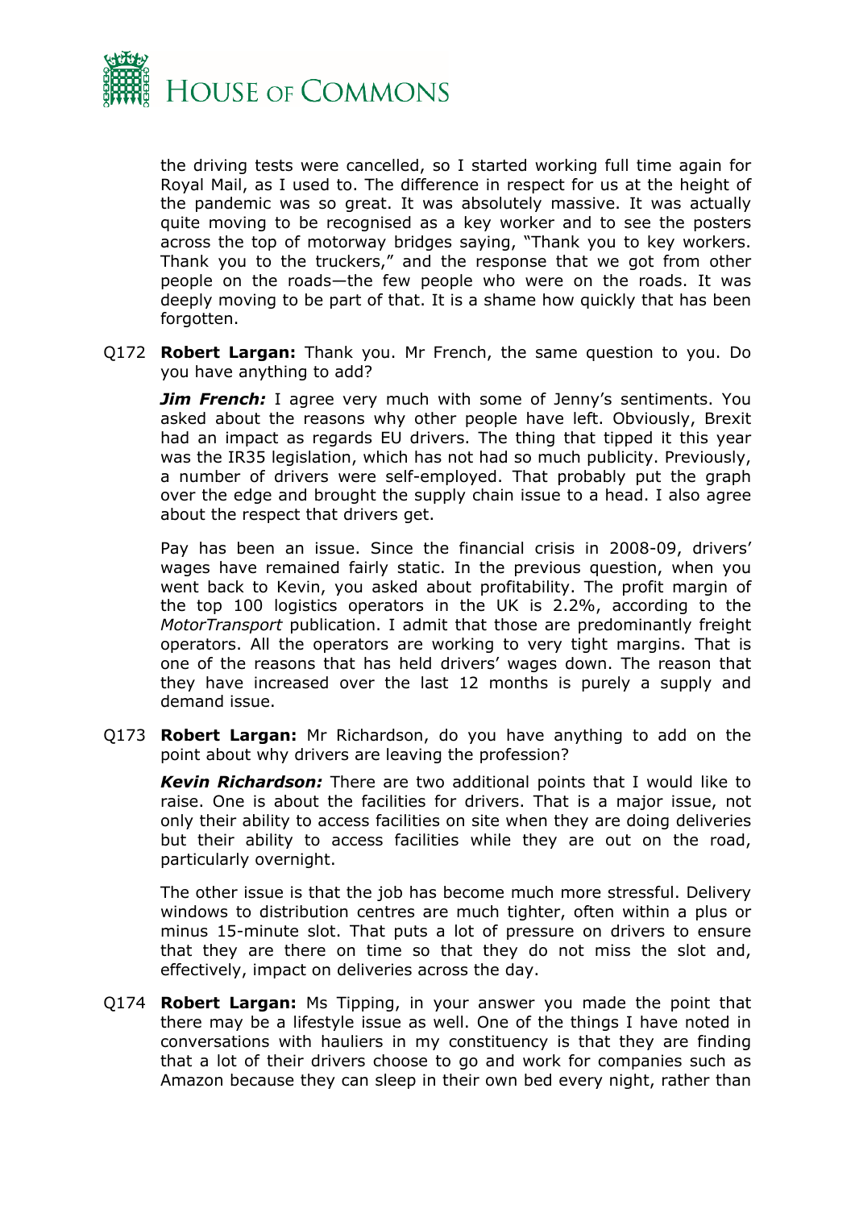the driving tests were cancelled, so I started working full time again for Royal Mail, as I used to. The difference in respect for us at the height of the pandemic was so great. It was absolutely massive. It was actually quite moving to be recognised as a key worker and to see the posters across the top of motorway bridges saying, "Thank you to key workers. Thank you to the truckers," and the response that we got from other people on the roads—the few people who were on the roads. It was deeply moving to be part of that. It is a shame how quickly that has been forgotten.

Q172 **Robert Largan:** Thank you. Mr French, the same question to you. Do you have anything to add?

***Jim French:*** I agree very much with some of Jenny's sentiments. You asked about the reasons why other people have left. Obviously, Brexit had an impact as regards EU drivers. The thing that tipped it this year was the IR35 legislation, which has not had so much publicity. Previously, a number of drivers were self-employed. That probably put the graph over the edge and brought the supply chain issue to a head. I also agree about the respect that drivers get.

Pay has been an issue. Since the financial crisis in 2008-09, drivers' wages have remained fairly static. In the previous question, when you went back to Kevin, you asked about profitability. The profit margin of the top 100 logistics operators in the UK is 2.2%, according to the *MotorTransport* publication. I admit that those are predominantly freight operators. All the operators are working to very tight margins. That is one of the reasons that has held drivers' wages down. The reason that they have increased over the last 12 months is purely a supply and demand issue.

Q173 **Robert Largan:** Mr Richardson, do you have anything to add on the point about why drivers are leaving the profession?

***Kevin Richardson:*** There are two additional points that I would like to raise. One is about the facilities for drivers. That is a major issue, not only their ability to access facilities on site when they are doing deliveries but their ability to access facilities while they are out on the road, particularly overnight.

The other issue is that the job has become much more stressful. Delivery windows to distribution centres are much tighter, often within a plus or minus 15-minute slot. That puts a lot of pressure on drivers to ensure that they are there on time so that they do not miss the slot and, effectively, impact on deliveries across the day.

Q174 **Robert Largan:** Ms Tipping, in your answer you made the point that there may be a lifestyle issue as well. One of the things I have noted in conversations with hauliers in my constituency is that they are finding that a lot of their drivers choose to go and work for companies such as Amazon because they can sleep in their own bed every night, rather than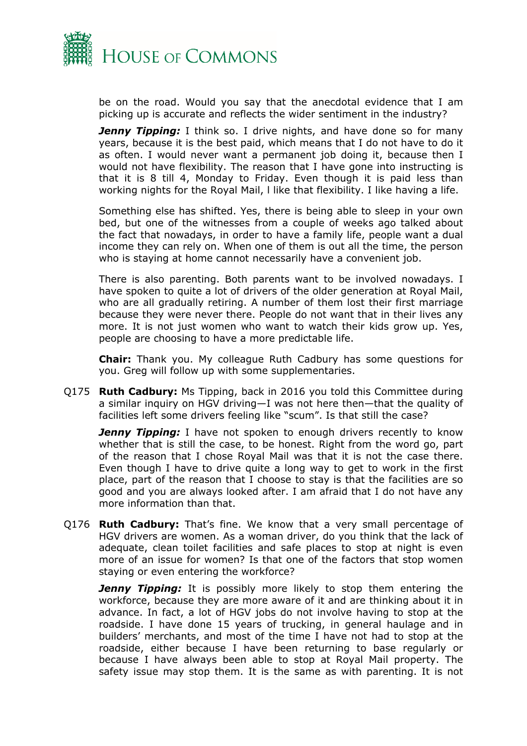be on the road. Would you say that the anecdotal evidence that I am picking up is accurate and reflects the wider sentiment in the industry?

***Jenny Tipping:*** I think so. I drive nights, and have done so for many years, because it is the best paid, which means that I do not have to do it as often. I would never want a permanent job doing it, because then I would not have flexibility. The reason that I have gone into instructing is that it is 8 till 4, Monday to Friday. Even though it is paid less than working nights for the Royal Mail, I like that flexibility. I like having a life.

Something else has shifted. Yes, there is being able to sleep in your own bed, but one of the witnesses from a couple of weeks ago talked about the fact that nowadays, in order to have a family life, people want a dual income they can rely on. When one of them is out all the time, the person who is staying at home cannot necessarily have a convenient job.

There is also parenting. Both parents want to be involved nowadays. I have spoken to quite a lot of drivers of the older generation at Royal Mail, who are all gradually retiring. A number of them lost their first marriage because they were never there. People do not want that in their lives any more. It is not just women who want to watch their kids grow up. Yes, people are choosing to have a more predictable life.

**Chair:** Thank you. My colleague Ruth Cadbury has some questions for you. Greg will follow up with some supplementaries.

Q175 **Ruth Cadbury:** Ms Tipping, back in 2016 you told this Committee during a similar inquiry on HGV driving—I was not here then—that the quality of facilities left some drivers feeling like "scum". Is that still the case?

***Jenny Tipping:*** I have not spoken to enough drivers recently to know whether that is still the case, to be honest. Right from the word go, part of the reason that I chose Royal Mail was that it is not the case there. Even though I have to drive quite a long way to get to work in the first place, part of the reason that I choose to stay is that the facilities are so good and you are always looked after. I am afraid that I do not have any more information than that.

Q176 **Ruth Cadbury:** That's fine. We know that a very small percentage of HGV drivers are women. As a woman driver, do you think that the lack of adequate, clean toilet facilities and safe places to stop at night is even more of an issue for women? Is that one of the factors that stop women staying or even entering the workforce?

***Jenny Tipping:*** It is possibly more likely to stop them entering the workforce, because they are more aware of it and are thinking about it in advance. In fact, a lot of HGV jobs do not involve having to stop at the roadside. I have done 15 years of trucking, in general haulage and in builders' merchants, and most of the time I have not had to stop at the roadside, either because I have been returning to base regularly or because I have always been able to stop at Royal Mail property. The safety issue may stop them. It is the same as with parenting. It is not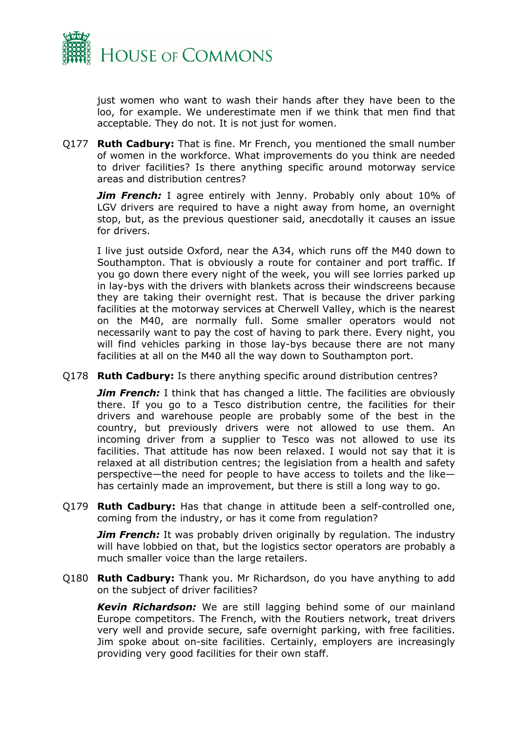just women who want to wash their hands after they have been to the loo, for example. We underestimate men if we think that men find that acceptable. They do not. It is not just for women.

Q177 **Ruth Cadbury:** That is fine. Mr French, you mentioned the small number of women in the workforce. What improvements do you think are needed to driver facilities? Is there anything specific around motorway service areas and distribution centres?

***Jim French:*** I agree entirely with Jenny. Probably only about 10% of LGV drivers are required to have a night away from home, an overnight stop, but, as the previous questioner said, anecdotally it causes an issue for drivers.

I live just outside Oxford, near the A34, which runs off the M40 down to Southampton. That is obviously a route for container and port traffic. If you go down there every night of the week, you will see lorries parked up in lay-bys with the drivers with blankets across their windscreens because they are taking their overnight rest. That is because the driver parking facilities at the motorway services at Cherwell Valley, which is the nearest on the M40, are normally full. Some smaller operators would not necessarily want to pay the cost of having to park there. Every night, you will find vehicles parking in those lay-bys because there are not many facilities at all on the M40 all the way down to Southampton port.

Q178 **Ruth Cadbury:** Is there anything specific around distribution centres?

***Jim French:*** I think that has changed a little. The facilities are obviously there. If you go to a Tesco distribution centre, the facilities for their drivers and warehouse people are probably some of the best in the country, but previously drivers were not allowed to use them. An incoming driver from a supplier to Tesco was not allowed to use its facilities. That attitude has now been relaxed. I would not say that it is relaxed at all distribution centres; the legislation from a health and safety perspective—the need for people to have access to toilets and the like—has certainly made an improvement, but there is still a long way to go.

Q179 **Ruth Cadbury:** Has that change in attitude been a self-controlled one, coming from the industry, or has it come from regulation?

***Jim French:*** It was probably driven originally by regulation. The industry will have lobbied on that, but the logistics sector operators are probably a much smaller voice than the large retailers.

Q180 **Ruth Cadbury:** Thank you. Mr Richardson, do you have anything to add on the subject of driver facilities?

***Kevin Richardson:*** We are still lagging behind some of our mainland Europe competitors. The French, with the Routiers network, treat drivers very well and provide secure, safe overnight parking, with free facilities. Jim spoke about on-site facilities. Certainly, employers are increasingly providing very good facilities for their own staff.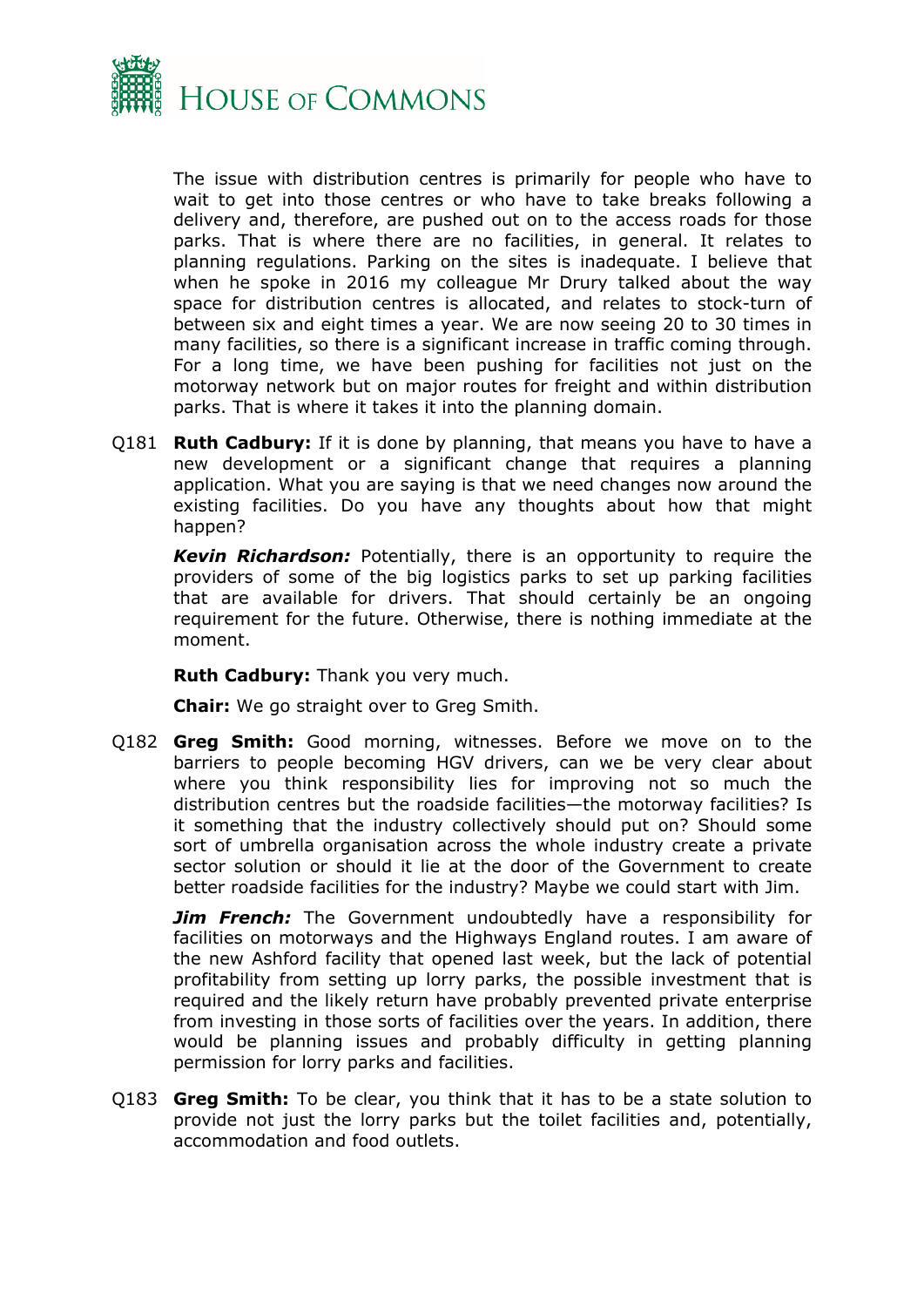The issue with distribution centres is primarily for people who have to wait to get into those centres or who have to take breaks following a delivery and, therefore, are pushed out on to the access roads for those parks. That is where there are no facilities, in general. It relates to planning regulations. Parking on the sites is inadequate. I believe that when he spoke in 2016 my colleague Mr Drury talked about the way space for distribution centres is allocated, and relates to stock-turn of between six and eight times a year. We are now seeing 20 to 30 times in many facilities, so there is a significant increase in traffic coming through. For a long time, we have been pushing for facilities not just on the motorway network but on major routes for freight and within distribution parks. That is where it takes it into the planning domain.

Q181 **Ruth Cadbury:** If it is done by planning, that means you have to have a new development or a significant change that requires a planning application. What you are saying is that we need changes now around the existing facilities. Do you have any thoughts about how that might happen?

***Kevin Richardson:*** Potentially, there is an opportunity to require the providers of some of the big logistics parks to set up parking facilities that are available for drivers. That should certainly be an ongoing requirement for the future. Otherwise, there is nothing immediate at the moment.

**Ruth Cadbury:** Thank you very much.

**Chair:** We go straight over to Greg Smith.

Q182 **Greg Smith:** Good morning, witnesses. Before we move on to the barriers to people becoming HGV drivers, can we be very clear about where you think responsibility lies for improving not so much the distribution centres but the roadside facilities—the motorway facilities? Is it something that the industry collectively should put on? Should some sort of umbrella organisation across the whole industry create a private sector solution or should it lie at the door of the Government to create better roadside facilities for the industry? Maybe we could start with Jim.

***Jim French:*** The Government undoubtedly have a responsibility for facilities on motorways and the Highways England routes. I am aware of the new Ashford facility that opened last week, but the lack of potential profitability from setting up lorry parks, the possible investment that is required and the likely return have probably prevented private enterprise from investing in those sorts of facilities over the years. In addition, there would be planning issues and probably difficulty in getting planning permission for lorry parks and facilities.

Q183 **Greg Smith:** To be clear, you think that it has to be a state solution to provide not just the lorry parks but the toilet facilities and, potentially, accommodation and food outlets.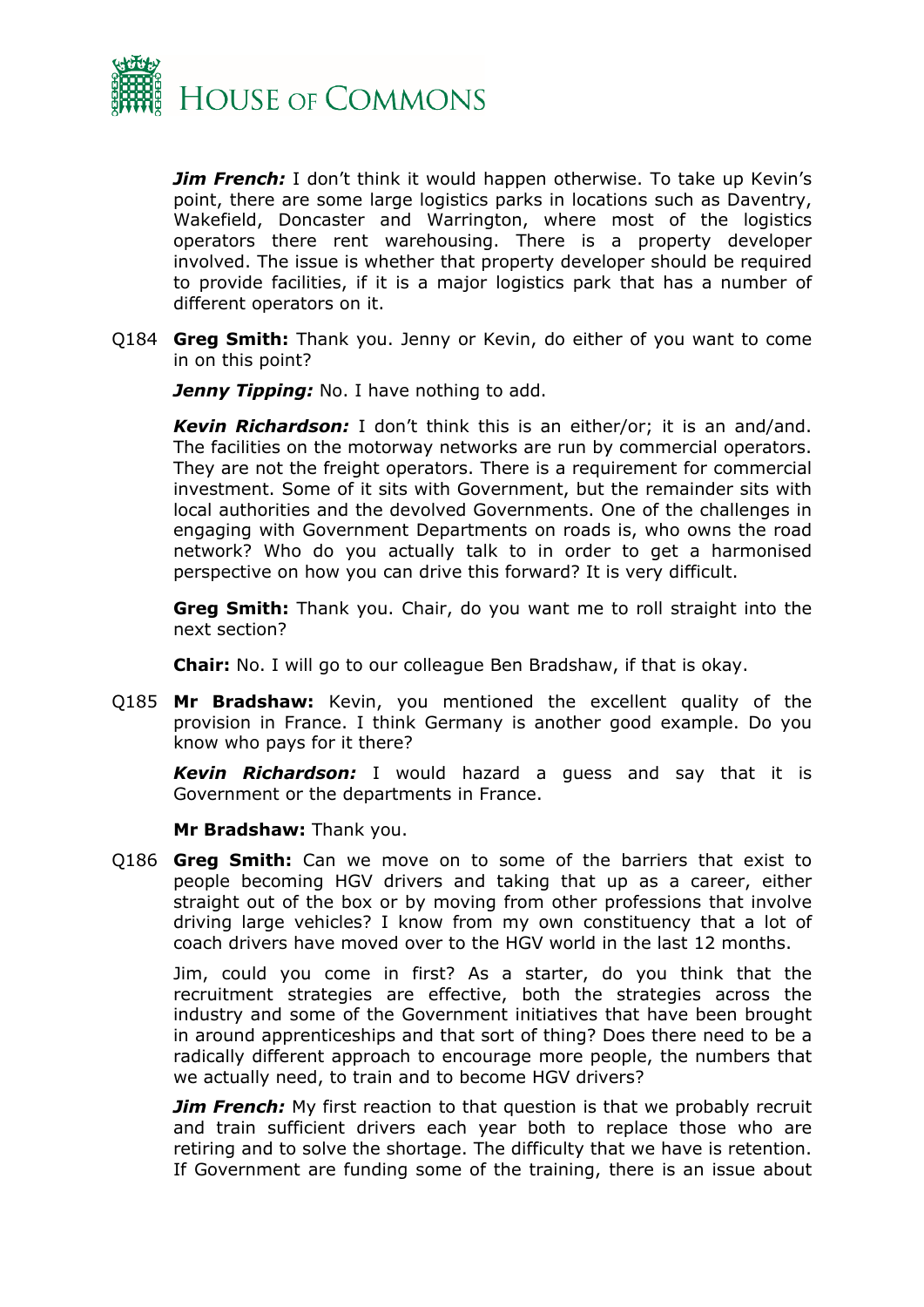***Jim French:*** I don't think it would happen otherwise. To take up Kevin's point, there are some large logistics parks in locations such as Daventry, Wakefield, Doncaster and Warrington, where most of the logistics operators there rent warehousing. There is a property developer involved. The issue is whether that property developer should be required to provide facilities, if it is a major logistics park that has a number of different operators on it.

Q184 **Greg Smith:** Thank you. Jenny or Kevin, do either of you want to come in on this point?

***Jenny Tipping:*** No. I have nothing to add.

***Kevin Richardson:*** I don't think this is an either/or; it is an and/and. The facilities on the motorway networks are run by commercial operators. They are not the freight operators. There is a requirement for commercial investment. Some of it sits with Government, but the remainder sits with local authorities and the devolved Governments. One of the challenges in engaging with Government Departments on roads is, who owns the road network? Who do you actually talk to in order to get a harmonised perspective on how you can drive this forward? It is very difficult.

**Greg Smith:** Thank you. Chair, do you want me to roll straight into the next section?

**Chair:** No. I will go to our colleague Ben Bradshaw, if that is okay.

Q185 **Mr Bradshaw:** Kevin, you mentioned the excellent quality of the provision in France. I think Germany is another good example. Do you know who pays for it there?

***Kevin Richardson:*** I would hazard a guess and say that it is Government or the departments in France.

**Mr Bradshaw:** Thank you.

Q186 **Greg Smith:** Can we move on to some of the barriers that exist to people becoming HGV drivers and taking that up as a career, either straight out of the box or by moving from other professions that involve driving large vehicles? I know from my own constituency that a lot of coach drivers have moved over to the HGV world in the last 12 months.

Jim, could you come in first? As a starter, do you think that the recruitment strategies are effective, both the strategies across the industry and some of the Government initiatives that have been brought in around apprenticeships and that sort of thing? Does there need to be a radically different approach to encourage more people, the numbers that we actually need, to train and to become HGV drivers?

***Jim French:*** My first reaction to that question is that we probably recruit and train sufficient drivers each year both to replace those who are retiring and to solve the shortage. The difficulty that we have is retention. If Government are funding some of the training, there is an issue about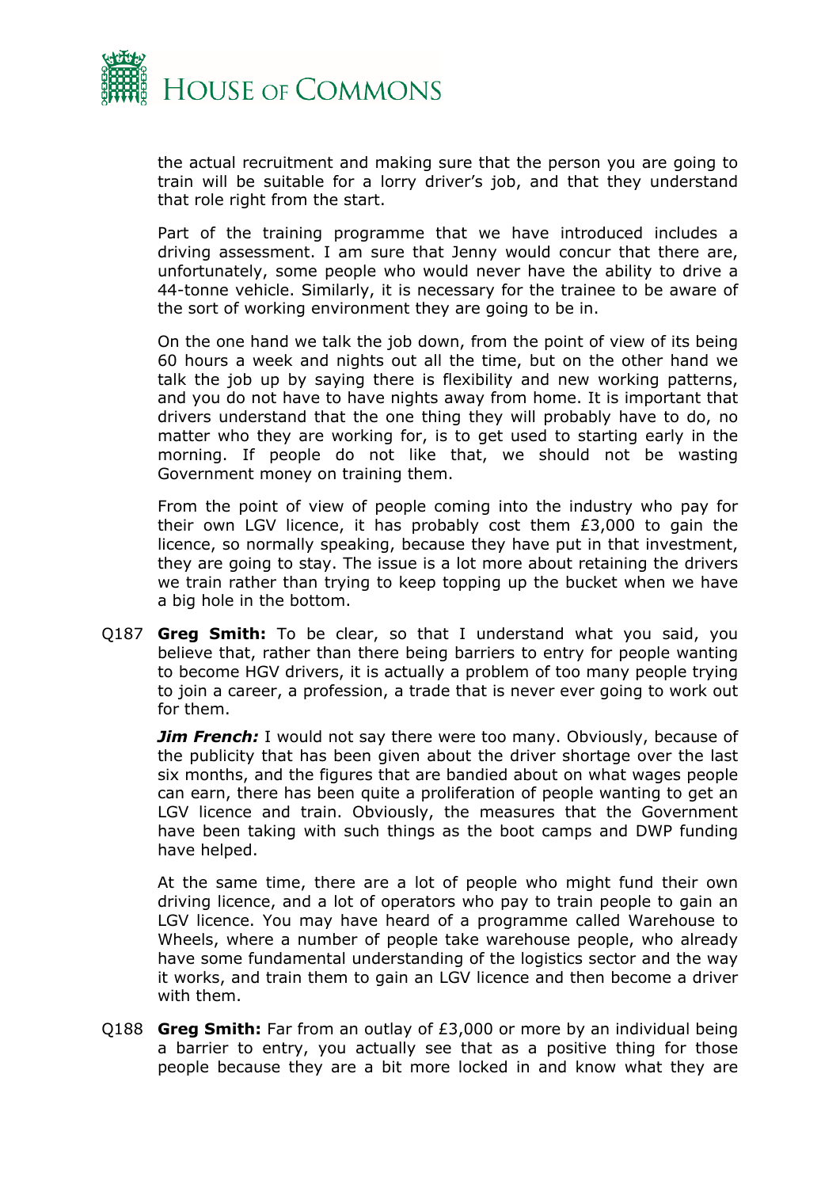the actual recruitment and making sure that the person you are going to train will be suitable for a lorry driver's job, and that they understand that role right from the start.

Part of the training programme that we have introduced includes a driving assessment. I am sure that Jenny would concur that there are, unfortunately, some people who would never have the ability to drive a 44-tonne vehicle. Similarly, it is necessary for the trainee to be aware of the sort of working environment they are going to be in.

On the one hand we talk the job down, from the point of view of its being 60 hours a week and nights out all the time, but on the other hand we talk the job up by saying there is flexibility and new working patterns, and you do not have to have nights away from home. It is important that drivers understand that the one thing they will probably have to do, no matter who they are working for, is to get used to starting early in the morning. If people do not like that, we should not be wasting Government money on training them.

From the point of view of people coming into the industry who pay for their own LGV licence, it has probably cost them £3,000 to gain the licence, so normally speaking, because they have put in that investment, they are going to stay. The issue is a lot more about retaining the drivers we train rather than trying to keep topping up the bucket when we have a big hole in the bottom.

Q187 **Greg Smith:** To be clear, so that I understand what you said, you believe that, rather than there being barriers to entry for people wanting to become HGV drivers, it is actually a problem of too many people trying to join a career, a profession, a trade that is never ever going to work out for them.

***Jim French:*** I would not say there were too many. Obviously, because of the publicity that has been given about the driver shortage over the last six months, and the figures that are bandied about on what wages people can earn, there has been quite a proliferation of people wanting to get an LGV licence and train. Obviously, the measures that the Government have been taking with such things as the boot camps and DWP funding have helped.

At the same time, there are a lot of people who might fund their own driving licence, and a lot of operators who pay to train people to gain an LGV licence. You may have heard of a programme called Warehouse to Wheels, where a number of people take warehouse people, who already have some fundamental understanding of the logistics sector and the way it works, and train them to gain an LGV licence and then become a driver with them.

Q188 **Greg Smith:** Far from an outlay of £3,000 or more by an individual being a barrier to entry, you actually see that as a positive thing for those people because they are a bit more locked in and know what they are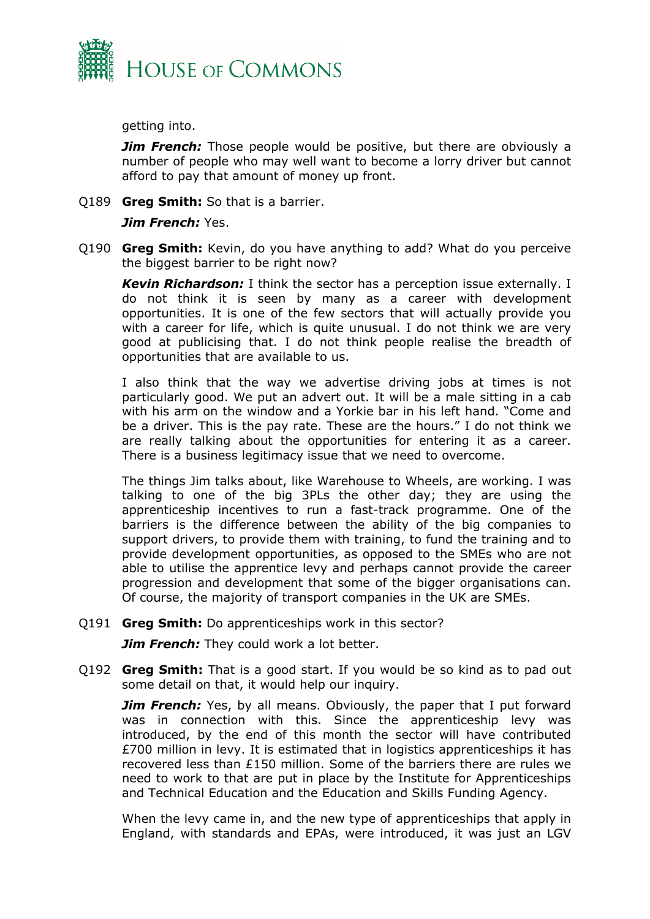getting into.

***Jim French:*** Those people would be positive, but there are obviously a number of people who may well want to become a lorry driver but cannot afford to pay that amount of money up front.

Q189 **Greg Smith:** So that is a barrier.

***Jim French:*** Yes.

Q190 **Greg Smith:** Kevin, do you have anything to add? What do you perceive the biggest barrier to be right now?

***Kevin Richardson:*** I think the sector has a perception issue externally. I do not think it is seen by many as a career with development opportunities. It is one of the few sectors that will actually provide you with a career for life, which is quite unusual. I do not think we are very good at publicising that. I do not think people realise the breadth of opportunities that are available to us.

I also think that the way we advertise driving jobs at times is not particularly good. We put an advert out. It will be a male sitting in a cab with his arm on the window and a Yorkie bar in his left hand. "Come and be a driver. This is the pay rate. These are the hours." I do not think we are really talking about the opportunities for entering it as a career. There is a business legitimacy issue that we need to overcome.

The things Jim talks about, like Warehouse to Wheels, are working. I was talking to one of the big 3PLs the other day; they are using the apprenticeship incentives to run a fast-track programme. One of the barriers is the difference between the ability of the big companies to support drivers, to provide them with training, to fund the training and to provide development opportunities, as opposed to the SMEs who are not able to utilise the apprentice levy and perhaps cannot provide the career progression and development that some of the bigger organisations can. Of course, the majority of transport companies in the UK are SMEs.

Q191 **Greg Smith:** Do apprenticeships work in this sector?

***Jim French:*** They could work a lot better.

Q192 **Greg Smith:** That is a good start. If you would be so kind as to pad out some detail on that, it would help our inquiry.

***Jim French:*** Yes, by all means. Obviously, the paper that I put forward was in connection with this. Since the apprenticeship levy was introduced, by the end of this month the sector will have contributed £700 million in levy. It is estimated that in logistics apprenticeships it has recovered less than £150 million. Some of the barriers there are rules we need to work to that are put in place by the Institute for Apprenticeships and Technical Education and the Education and Skills Funding Agency.

When the levy came in, and the new type of apprenticeships that apply in England, with standards and EPAs, were introduced, it was just an LGV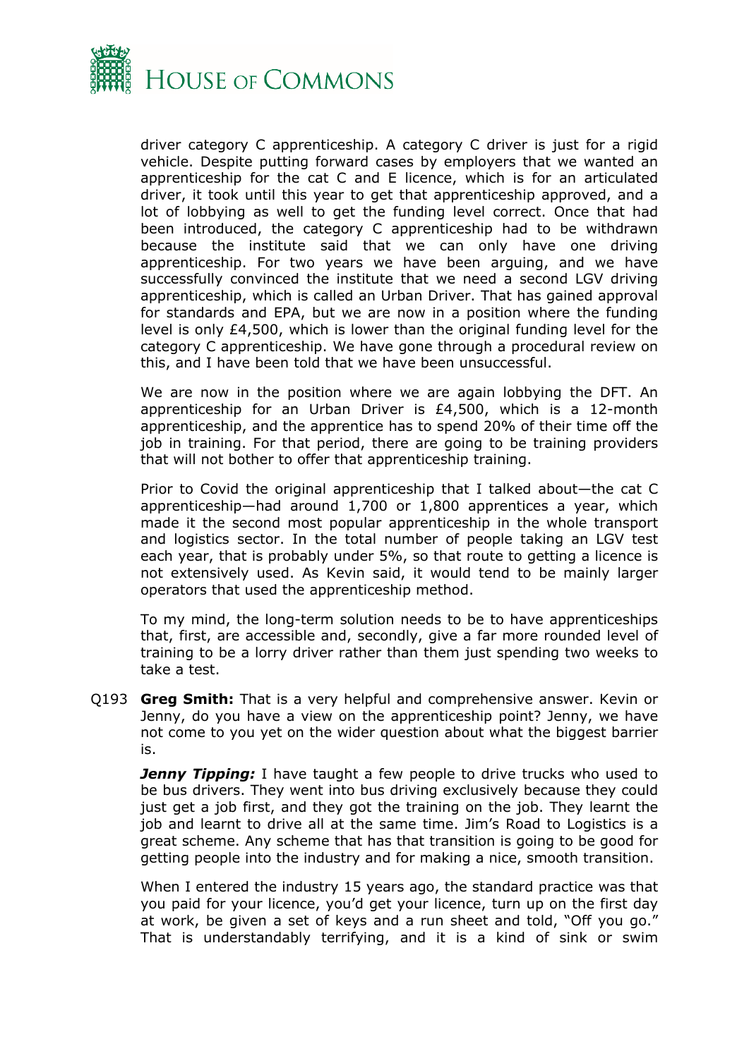driver category C apprenticeship. A category C driver is just for a rigid vehicle. Despite putting forward cases by employers that we wanted an apprenticeship for the cat C and E licence, which is for an articulated driver, it took until this year to get that apprenticeship approved, and a lot of lobbying as well to get the funding level correct. Once that had been introduced, the category C apprenticeship had to be withdrawn because the institute said that we can only have one driving apprenticeship. For two years we have been arguing, and we have successfully convinced the institute that we need a second LGV driving apprenticeship, which is called an Urban Driver. That has gained approval for standards and EPA, but we are now in a position where the funding level is only £4,500, which is lower than the original funding level for the category C apprenticeship. We have gone through a procedural review on this, and I have been told that we have been unsuccessful.

We are now in the position where we are again lobbying the DFT. An apprenticeship for an Urban Driver is £4,500, which is a 12-month apprenticeship, and the apprentice has to spend 20% of their time off the job in training. For that period, there are going to be training providers that will not bother to offer that apprenticeship training.

Prior to Covid the original apprenticeship that I talked about—the cat C apprenticeship—had around 1,700 or 1,800 apprentices a year, which made it the second most popular apprenticeship in the whole transport and logistics sector. In the total number of people taking an LGV test each year, that is probably under 5%, so that route to getting a licence is not extensively used. As Kevin said, it would tend to be mainly larger operators that used the apprenticeship method.

To my mind, the long-term solution needs to be to have apprenticeships that, first, are accessible and, secondly, give a far more rounded level of training to be a lorry driver rather than them just spending two weeks to take a test.

Q193 **Greg Smith:** That is a very helpful and comprehensive answer. Kevin or Jenny, do you have a view on the apprenticeship point? Jenny, we have not come to you yet on the wider question about what the biggest barrier is.

***Jenny Tipping:*** I have taught a few people to drive trucks who used to be bus drivers. They went into bus driving exclusively because they could just get a job first, and they got the training on the job. They learnt the job and learnt to drive all at the same time. Jim's Road to Logistics is a great scheme. Any scheme that has that transition is going to be good for getting people into the industry and for making a nice, smooth transition.

When I entered the industry 15 years ago, the standard practice was that you paid for your licence, you'd get your licence, turn up on the first day at work, be given a set of keys and a run sheet and told, "Off you go." That is understandably terrifying, and it is a kind of sink or swim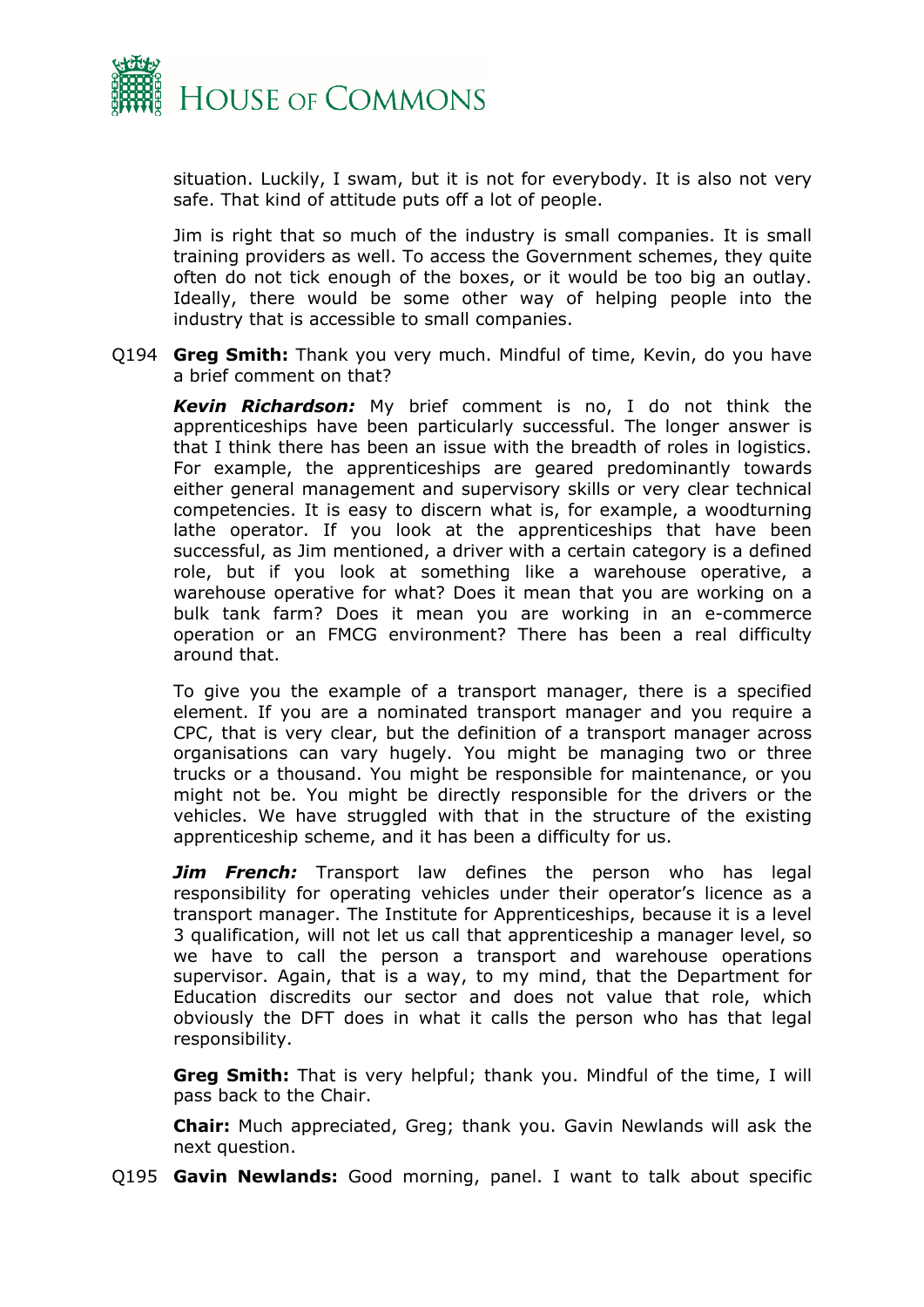situation. Luckily, I swam, but it is not for everybody. It is also not very safe. That kind of attitude puts off a lot of people.

Jim is right that so much of the industry is small companies. It is small training providers as well. To access the Government schemes, they quite often do not tick enough of the boxes, or it would be too big an outlay. Ideally, there would be some other way of helping people into the industry that is accessible to small companies.

Q194 **Greg Smith:** Thank you very much. Mindful of time, Kevin, do you have a brief comment on that?

***Kevin Richardson:*** My brief comment is no, I do not think the apprenticeships have been particularly successful. The longer answer is that I think there has been an issue with the breadth of roles in logistics. For example, the apprenticeships are geared predominantly towards either general management and supervisory skills or very clear technical competencies. It is easy to discern what is, for example, a woodturning lathe operator. If you look at the apprenticeships that have been successful, as Jim mentioned, a driver with a certain category is a defined role, but if you look at something like a warehouse operative, a warehouse operative for what? Does it mean that you are working on a bulk tank farm? Does it mean you are working in an e-commerce operation or an FMCG environment? There has been a real difficulty around that.

To give you the example of a transport manager, there is a specified element. If you are a nominated transport manager and you require a CPC, that is very clear, but the definition of a transport manager across organisations can vary hugely. You might be managing two or three trucks or a thousand. You might be responsible for maintenance, or you might not be. You might be directly responsible for the drivers or the vehicles. We have struggled with that in the structure of the existing apprenticeship scheme, and it has been a difficulty for us.

***Jim French:*** Transport law defines the person who has legal responsibility for operating vehicles under their operator's licence as a transport manager. The Institute for Apprenticeships, because it is a level 3 qualification, will not let us call that apprenticeship a manager level, so we have to call the person a transport and warehouse operations supervisor. Again, that is a way, to my mind, that the Department for Education discredits our sector and does not value that role, which obviously the DFT does in what it calls the person who has that legal responsibility.

**Greg Smith:** That is very helpful; thank you. Mindful of the time, I will pass back to the Chair.

**Chair:** Much appreciated, Greg; thank you. Gavin Newlands will ask the next question.

Q195 **Gavin Newlands:** Good morning, panel. I want to talk about specific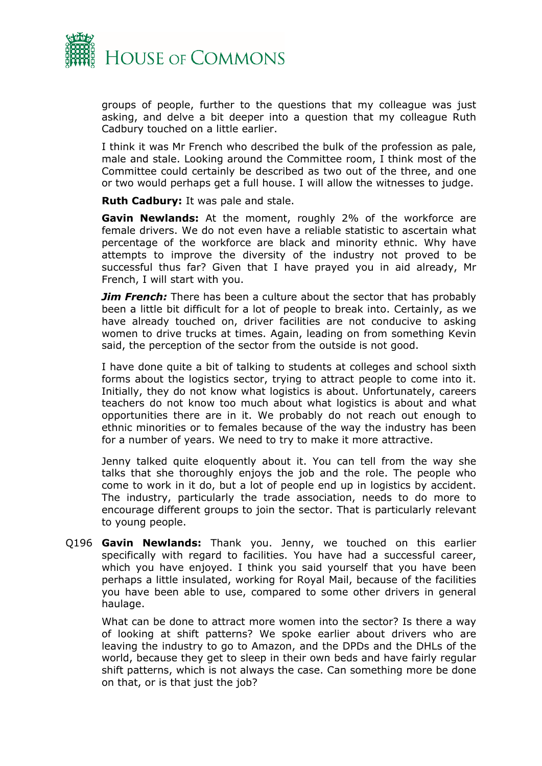groups of people, further to the questions that my colleague was just asking, and delve a bit deeper into a question that my colleague Ruth Cadbury touched on a little earlier.

I think it was Mr French who described the bulk of the profession as pale, male and stale. Looking around the Committee room, I think most of the Committee could certainly be described as two out of the three, and one or two would perhaps get a full house. I will allow the witnesses to judge.

**Ruth Cadbury:** It was pale and stale.

**Gavin Newlands:** At the moment, roughly 2% of the workforce are female drivers. We do not even have a reliable statistic to ascertain what percentage of the workforce are black and minority ethnic. Why have attempts to improve the diversity of the industry not proved to be successful thus far? Given that I have prayed you in aid already, Mr French, I will start with you.

***Jim French:*** There has been a culture about the sector that has probably been a little bit difficult for a lot of people to break into. Certainly, as we have already touched on, driver facilities are not conducive to asking women to drive trucks at times. Again, leading on from something Kevin said, the perception of the sector from the outside is not good.

I have done quite a bit of talking to students at colleges and school sixth forms about the logistics sector, trying to attract people to come into it. Initially, they do not know what logistics is about. Unfortunately, careers teachers do not know too much about what logistics is about and what opportunities there are in it. We probably do not reach out enough to ethnic minorities or to females because of the way the industry has been for a number of years. We need to try to make it more attractive.

Jenny talked quite eloquently about it. You can tell from the way she talks that she thoroughly enjoys the job and the role. The people who come to work in it do, but a lot of people end up in logistics by accident. The industry, particularly the trade association, needs to do more to encourage different groups to join the sector. That is particularly relevant to young people.

Q196 **Gavin Newlands:** Thank you. Jenny, we touched on this earlier specifically with regard to facilities. You have had a successful career, which you have enjoyed. I think you said yourself that you have been perhaps a little insulated, working for Royal Mail, because of the facilities you have been able to use, compared to some other drivers in general haulage.

What can be done to attract more women into the sector? Is there a way of looking at shift patterns? We spoke earlier about drivers who are leaving the industry to go to Amazon, and the DPDs and the DHLs of the world, because they get to sleep in their own beds and have fairly regular shift patterns, which is not always the case. Can something more be done on that, or is that just the job?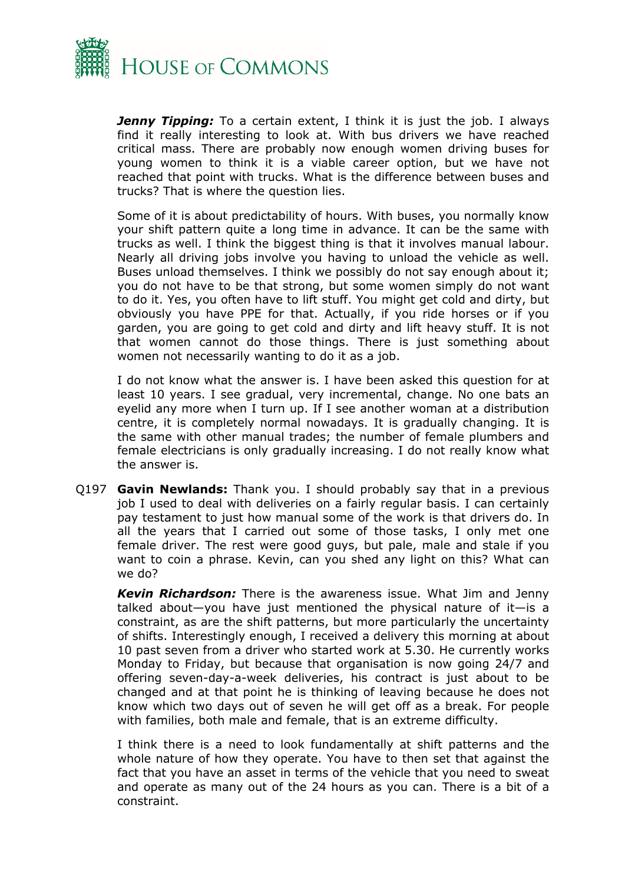***Jenny Tipping:*** To a certain extent, I think it is just the job. I always find it really interesting to look at. With bus drivers we have reached critical mass. There are probably now enough women driving buses for young women to think it is a viable career option, but we have not reached that point with trucks. What is the difference between buses and trucks? That is where the question lies.

Some of it is about predictability of hours. With buses, you normally know your shift pattern quite a long time in advance. It can be the same with trucks as well. I think the biggest thing is that it involves manual labour. Nearly all driving jobs involve you having to unload the vehicle as well. Buses unload themselves. I think we possibly do not say enough about it; you do not have to be that strong, but some women simply do not want to do it. Yes, you often have to lift stuff. You might get cold and dirty, but obviously you have PPE for that. Actually, if you ride horses or if you garden, you are going to get cold and dirty and lift heavy stuff. It is not that women cannot do those things. There is just something about women not necessarily wanting to do it as a job.

I do not know what the answer is. I have been asked this question for at least 10 years. I see gradual, very incremental, change. No one bats an eyelid any more when I turn up. If I see another woman at a distribution centre, it is completely normal nowadays. It is gradually changing. It is the same with other manual trades; the number of female plumbers and female electricians is only gradually increasing. I do not really know what the answer is.

Q197 **Gavin Newlands:** Thank you. I should probably say that in a previous job I used to deal with deliveries on a fairly regular basis. I can certainly pay testament to just how manual some of the work is that drivers do. In all the years that I carried out some of those tasks, I only met one female driver. The rest were good guys, but pale, male and stale if you want to coin a phrase. Kevin, can you shed any light on this? What can we do?

***Kevin Richardson:*** There is the awareness issue. What Jim and Jenny talked about—you have just mentioned the physical nature of it—is a constraint, as are the shift patterns, but more particularly the uncertainty of shifts. Interestingly enough, I received a delivery this morning at about 10 past seven from a driver who started work at 5.30. He currently works Monday to Friday, but because that organisation is now going 24/7 and offering seven-day-a-week deliveries, his contract is just about to be changed and at that point he is thinking of leaving because he does not know which two days out of seven he will get off as a break. For people with families, both male and female, that is an extreme difficulty.

I think there is a need to look fundamentally at shift patterns and the whole nature of how they operate. You have to then set that against the fact that you have an asset in terms of the vehicle that you need to sweat and operate as many out of the 24 hours as you can. There is a bit of a constraint.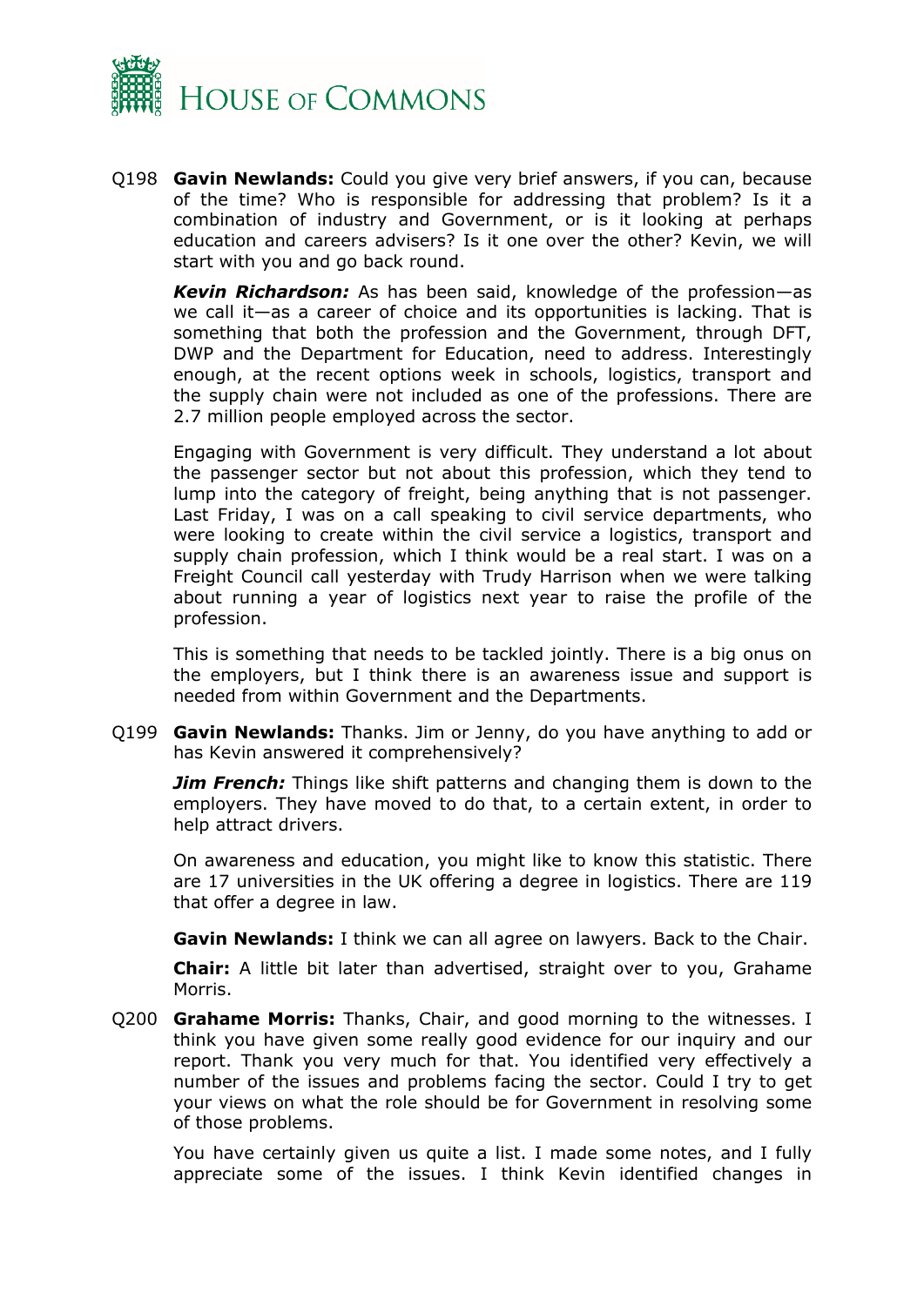Q198 **Gavin Newlands:** Could you give very brief answers, if you can, because of the time? Who is responsible for addressing that problem? Is it a combination of industry and Government, or is it looking at perhaps education and careers advisers? Is it one over the other? Kevin, we will start with you and go back round.

***Kevin Richardson:*** As has been said, knowledge of the profession—as we call it—as a career of choice and its opportunities is lacking. That is something that both the profession and the Government, through DFT, DWP and the Department for Education, need to address. Interestingly enough, at the recent options week in schools, logistics, transport and the supply chain were not included as one of the professions. There are 2.7 million people employed across the sector.

Engaging with Government is very difficult. They understand a lot about the passenger sector but not about this profession, which they tend to lump into the category of freight, being anything that is not passenger. Last Friday, I was on a call speaking to civil service departments, who were looking to create within the civil service a logistics, transport and supply chain profession, which I think would be a real start. I was on a Freight Council call yesterday with Trudy Harrison when we were talking about running a year of logistics next year to raise the profile of the profession.

This is something that needs to be tackled jointly. There is a big onus on the employers, but I think there is an awareness issue and support is needed from within Government and the Departments.

Q199 **Gavin Newlands:** Thanks. Jim or Jenny, do you have anything to add or has Kevin answered it comprehensively?

***Jim French:*** Things like shift patterns and changing them is down to the employers. They have moved to do that, to a certain extent, in order to help attract drivers.

On awareness and education, you might like to know this statistic. There are 17 universities in the UK offering a degree in logistics. There are 119 that offer a degree in law.

**Gavin Newlands:** I think we can all agree on lawyers. Back to the Chair.

**Chair:** A little bit later than advertised, straight over to you, Grahame Morris.

Q200 **Grahame Morris:** Thanks, Chair, and good morning to the witnesses. I think you have given some really good evidence for our inquiry and our report. Thank you very much for that. You identified very effectively a number of the issues and problems facing the sector. Could I try to get your views on what the role should be for Government in resolving some of those problems.

You have certainly given us quite a list. I made some notes, and I fully appreciate some of the issues. I think Kevin identified changes in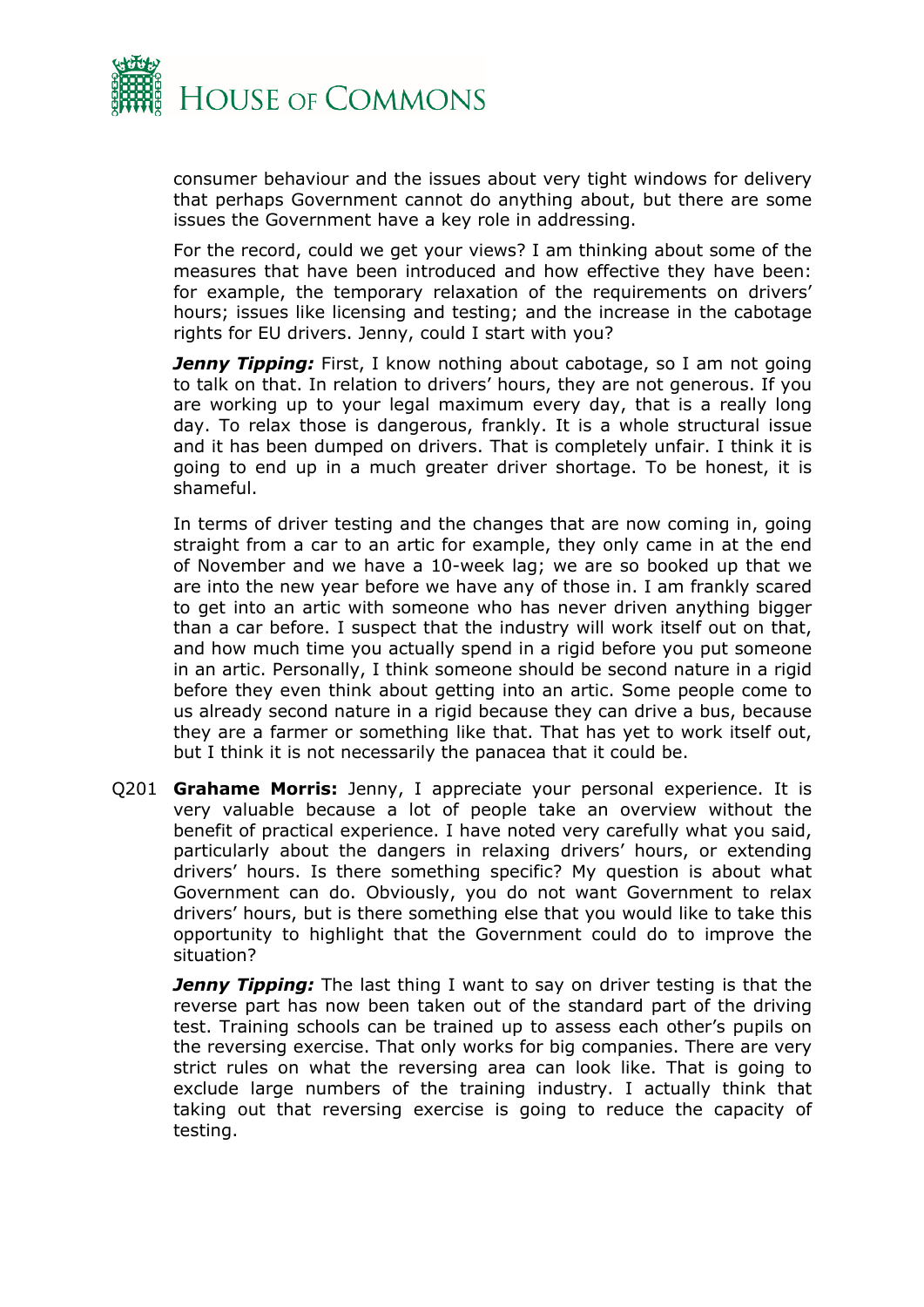consumer behaviour and the issues about very tight windows for delivery that perhaps Government cannot do anything about, but there are some issues the Government have a key role in addressing.

For the record, could we get your views? I am thinking about some of the measures that have been introduced and how effective they have been: for example, the temporary relaxation of the requirements on drivers' hours; issues like licensing and testing; and the increase in the cabotage rights for EU drivers. Jenny, could I start with you?

***Jenny Tipping:*** First, I know nothing about cabotage, so I am not going to talk on that. In relation to drivers' hours, they are not generous. If you are working up to your legal maximum every day, that is a really long day. To relax those is dangerous, frankly. It is a whole structural issue and it has been dumped on drivers. That is completely unfair. I think it is going to end up in a much greater driver shortage. To be honest, it is shameful.

In terms of driver testing and the changes that are now coming in, going straight from a car to an artic for example, they only came in at the end of November and we have a 10-week lag; we are so booked up that we are into the new year before we have any of those in. I am frankly scared to get into an artic with someone who has never driven anything bigger than a car before. I suspect that the industry will work itself out on that, and how much time you actually spend in a rigid before you put someone in an artic. Personally, I think someone should be second nature in a rigid before they even think about getting into an artic. Some people come to us already second nature in a rigid because they can drive a bus, because they are a farmer or something like that. That has yet to work itself out, but I think it is not necessarily the panacea that it could be.

Q201 **Grahame Morris:** Jenny, I appreciate your personal experience. It is very valuable because a lot of people take an overview without the benefit of practical experience. I have noted very carefully what you said, particularly about the dangers in relaxing drivers' hours, or extending drivers' hours. Is there something specific? My question is about what Government can do. Obviously, you do not want Government to relax drivers' hours, but is there something else that you would like to take this opportunity to highlight that the Government could do to improve the situation?

***Jenny Tipping:*** The last thing I want to say on driver testing is that the reverse part has now been taken out of the standard part of the driving test. Training schools can be trained up to assess each other's pupils on the reversing exercise. That only works for big companies. There are very strict rules on what the reversing area can look like. That is going to exclude large numbers of the training industry. I actually think that taking out that reversing exercise is going to reduce the capacity of testing.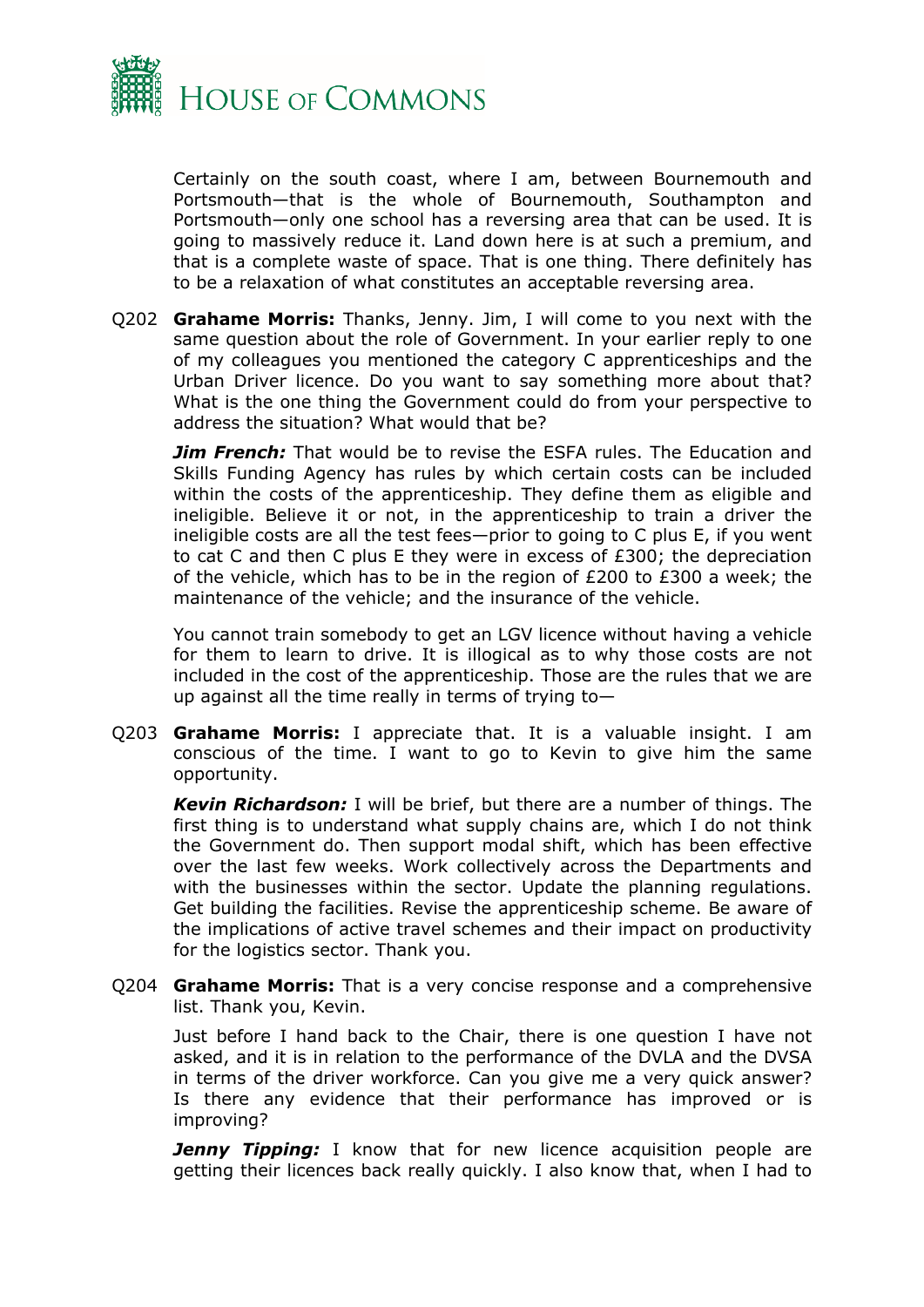Certainly on the south coast, where I am, between Bournemouth and Portsmouth—that is the whole of Bournemouth, Southampton and Portsmouth—only one school has a reversing area that can be used. It is going to massively reduce it. Land down here is at such a premium, and that is a complete waste of space. That is one thing. There definitely has to be a relaxation of what constitutes an acceptable reversing area.

Q202 **Grahame Morris:** Thanks, Jenny. Jim, I will come to you next with the same question about the role of Government. In your earlier reply to one of my colleagues you mentioned the category C apprenticeships and the Urban Driver licence. Do you want to say something more about that? What is the one thing the Government could do from your perspective to address the situation? What would that be?

***Jim French:*** That would be to revise the ESFA rules. The Education and Skills Funding Agency has rules by which certain costs can be included within the costs of the apprenticeship. They define them as eligible and ineligible. Believe it or not, in the apprenticeship to train a driver the ineligible costs are all the test fees—prior to going to C plus E, if you went to cat C and then C plus E they were in excess of £300; the depreciation of the vehicle, which has to be in the region of £200 to £300 a week; the maintenance of the vehicle; and the insurance of the vehicle.

You cannot train somebody to get an LGV licence without having a vehicle for them to learn to drive. It is illogical as to why those costs are not included in the cost of the apprenticeship. Those are the rules that we are up against all the time really in terms of trying to—

Q203 **Grahame Morris:** I appreciate that. It is a valuable insight. I am conscious of the time. I want to go to Kevin to give him the same opportunity.

***Kevin Richardson:*** I will be brief, but there are a number of things. The first thing is to understand what supply chains are, which I do not think the Government do. Then support modal shift, which has been effective over the last few weeks. Work collectively across the Departments and with the businesses within the sector. Update the planning regulations. Get building the facilities. Revise the apprenticeship scheme. Be aware of the implications of active travel schemes and their impact on productivity for the logistics sector. Thank you.

Q204 **Grahame Morris:** That is a very concise response and a comprehensive list. Thank you, Kevin.

Just before I hand back to the Chair, there is one question I have not asked, and it is in relation to the performance of the DVLA and the DVSA in terms of the driver workforce. Can you give me a very quick answer? Is there any evidence that their performance has improved or is improving?

***Jenny Tipping:*** I know that for new licence acquisition people are getting their licences back really quickly. I also know that, when I had to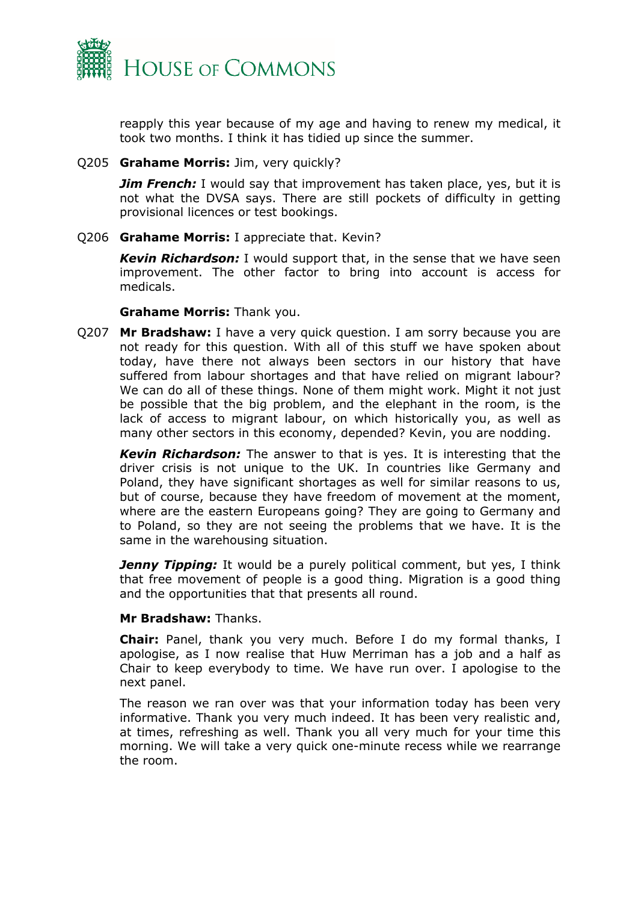reapply this year because of my age and having to renew my medical, it took two months. I think it has tidied up since the summer.

Q205 **Grahame Morris:** Jim, very quickly?

***Jim French:*** I would say that improvement has taken place, yes, but it is not what the DVSA says. There are still pockets of difficulty in getting provisional licences or test bookings.

Q206 **Grahame Morris:** I appreciate that. Kevin?

***Kevin Richardson:*** I would support that, in the sense that we have seen improvement. The other factor to bring into account is access for medicals.

**Grahame Morris:** Thank you.

Q207 **Mr Bradshaw:** I have a very quick question. I am sorry because you are not ready for this question. With all of this stuff we have spoken about today, have there not always been sectors in our history that have suffered from labour shortages and that have relied on migrant labour? We can do all of these things. None of them might work. Might it not just be possible that the big problem, and the elephant in the room, is the lack of access to migrant labour, on which historically you, as well as many other sectors in this economy, depended? Kevin, you are nodding.

***Kevin Richardson:*** The answer to that is yes. It is interesting that the driver crisis is not unique to the UK. In countries like Germany and Poland, they have significant shortages as well for similar reasons to us, but of course, because they have freedom of movement at the moment, where are the eastern Europeans going? They are going to Germany and to Poland, so they are not seeing the problems that we have. It is the same in the warehousing situation.

***Jenny Tipping:*** It would be a purely political comment, but yes, I think that free movement of people is a good thing. Migration is a good thing and the opportunities that that presents all round.

**Mr Bradshaw:** Thanks.

**Chair:** Panel, thank you very much. Before I do my formal thanks, I apologise, as I now realise that Huw Merriman has a job and a half as Chair to keep everybody to time. We have run over. I apologise to the next panel.

The reason we ran over was that your information today has been very informative. Thank you very much indeed. It has been very realistic and, at times, refreshing as well. Thank you all very much for your time this morning. We will take a very quick one-minute recess while we rearrange the room.